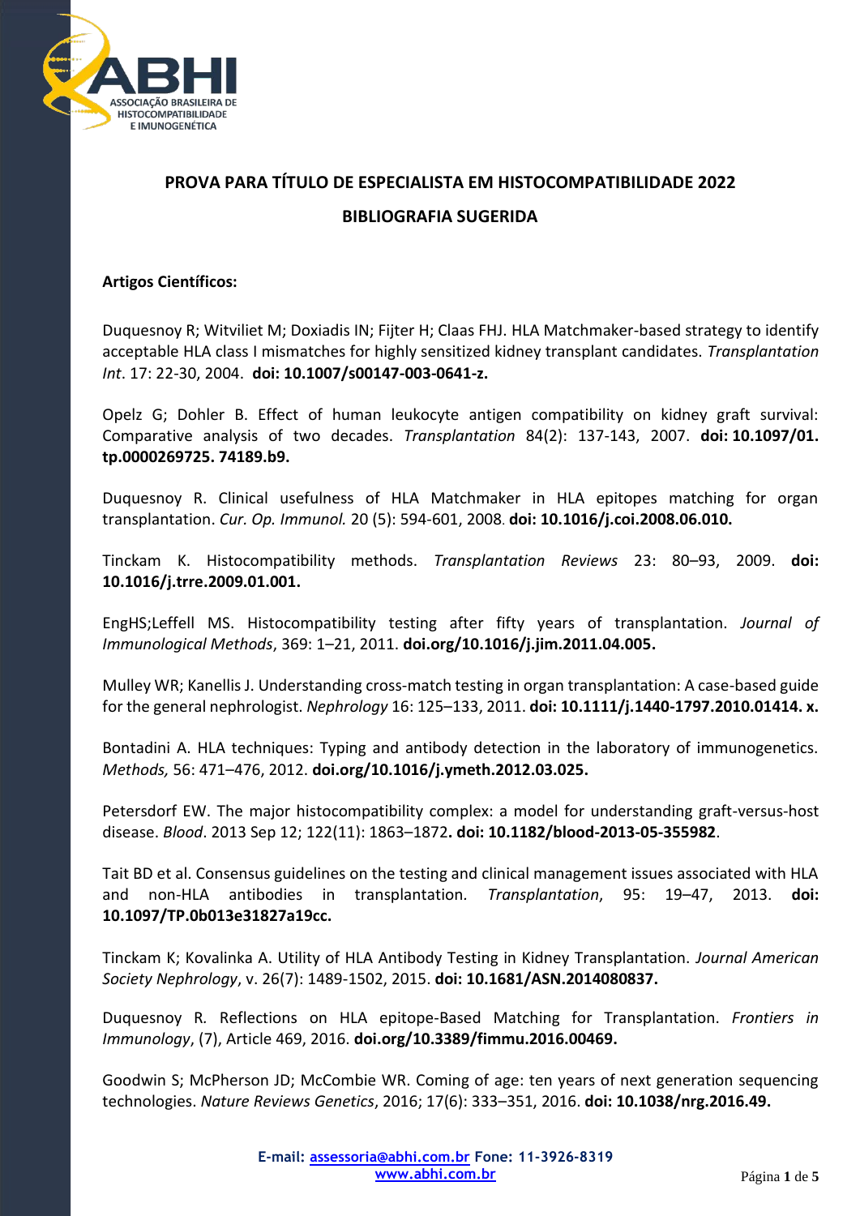ABHI

ASSOCIAÇÃO BRASILEIRA DE HISTOCOMPATIBILIDADE E IMUNOGENÉTICA

# PROVA PARA TÍTULO DE ESPECIALISTA EM HISTOCOMPATIBILIDADE 2022

## BIBLIOGRAFIA SUGERIDA

**Artigos Científicos:**

Duquesnoy R; Witviliet M; Doxiadis IN; Fijter H; Claas FHJ. HLA Matchmaker-based strategy to identify acceptable HLA class I mismatches for highly sensitized kidney transplant candidates. *Transplantation Int*. 17: 22-30, 2004. **doi: 10.1007/s00147-003-0641-z.**

Opelz G; Dohler B. Effect of human leukocyte antigen compatibility on kidney graft survival: Comparative analysis of two decades. *Transplantation* 84(2): 137-143, 2007. **doi: 10.1097/01. tp.0000269725. 74189.b9.**

Duquesnoy R. Clinical usefulness of HLA Matchmaker in HLA epitopes matching for organ transplantation. *Cur. Op. Immunol.* 20 (5): 594-601, 2008. **doi: 10.1016/j.coi.2008.06.010.**

Tinckam K. Histocompatibility methods. *Transplantation Reviews* 23: 80–93, 2009. **doi: 10.1016/j.trre.2009.01.001.**

EngHS;Leffell MS. Histocompatibility testing after fifty years of transplantation. *Journal of Immunological Methods*, 369: 1–21, 2011. **doi.org/10.1016/j.jim.2011.04.005.**

Mulley WR; Kanellis J. Understanding cross-match testing in organ transplantation: A case-based guide for the general nephrologist. *Nephrology* 16: 125–133, 2011. **doi: 10.1111/j.1440-1797.2010.01414. x.**

Bontadini A. HLA techniques: Typing and antibody detection in the laboratory of immunogenetics. *Methods,* 56: 471–476, 2012. **doi.org/10.1016/j.ymeth.2012.03.025.**

Petersdorf EW. The major histocompatibility complex: a model for understanding graft-versus-host disease. *Blood*. 2013 Sep 12; 122(11): 1863–1872**. doi: 10.1182/blood-2013-05-355982**.

Tait BD et al. Consensus guidelines on the testing and clinical management issues associated with HLA and non-HLA antibodies in transplantation. *Transplantation*, 95: 19–47, 2013. **doi: 10.1097/TP.0b013e31827a19cc.**

Tinckam K; Kovalinka A. Utility of HLA Antibody Testing in Kidney Transplantation. *Journal American Society Nephrology*, v. 26(7): 1489-1502, 2015. **doi: 10.1681/ASN.2014080837.**

Duquesnoy R. Reflections on HLA epitope-Based Matching for Transplantation. *Frontiers in Immunology*, (7), Article 469, 2016. **doi.org/10.3389/fimmu.2016.00469.**

Goodwin S; McPherson JD; McCombie WR. Coming of age: ten years of next generation sequencing technologies. *Nature Reviews Genetics*, 2016; 17(6): 333–351, 2016. **doi: 10.1038/nrg.2016.49.**

**E-mail: assessoria@abhi.com.br Fone: 11-3926-8319**
**www.abhi.com.br**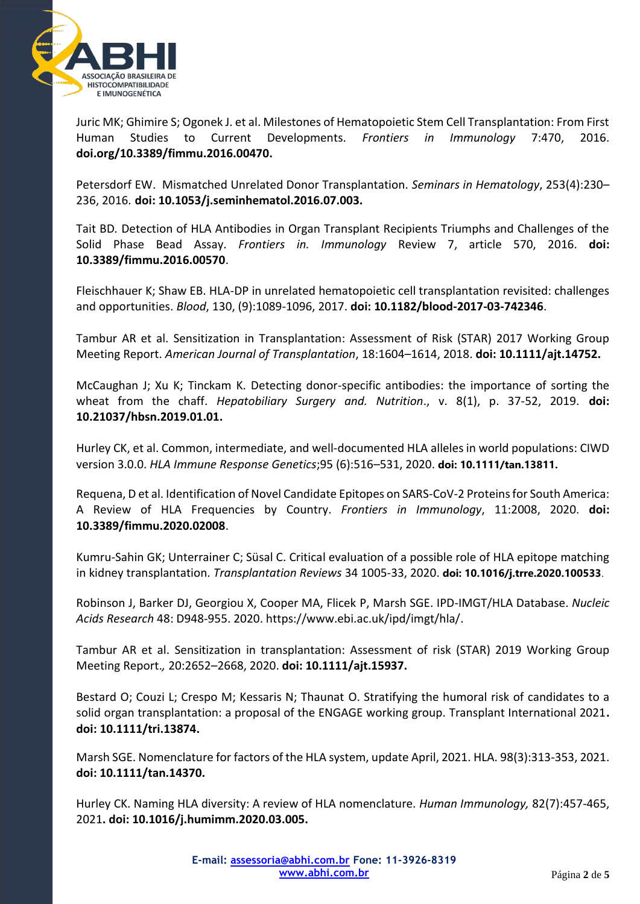Juric MK; Ghimire S; Ogonek J. et al. Milestones of Hematopoietic Stem Cell Transplantation: From First Human Studies to Current Developments. *Frontiers in Immunology* 7:470, 2016. **doi.org/10.3389/fimmu.2016.00470.**

Petersdorf EW. Mismatched Unrelated Donor Transplantation. *Seminars in Hematology*, 253(4):230–236, 2016. **doi: 10.1053/j.seminhematol.2016.07.003.**

Tait BD. Detection of HLA Antibodies in Organ Transplant Recipients Triumphs and Challenges of the Solid Phase Bead Assay. *Frontiers in. Immunology* Review 7, article 570, 2016. **doi: 10.3389/fimmu.2016.00570**.

Fleischhauer K; Shaw EB. HLA-DP in unrelated hematopoietic cell transplantation revisited: challenges and opportunities. *Blood*, 130, (9):1089-1096, 2017. **doi: 10.1182/blood-2017-03-742346**.

Tambur AR et al. Sensitization in Transplantation: Assessment of Risk (STAR) 2017 Working Group Meeting Report. *American Journal of Transplantation*, 18:1604–1614, 2018. **doi: 10.1111/ajt.14752.**

McCaughan J; Xu K; Tinckam K. Detecting donor-specific antibodies: the importance of sorting the wheat from the chaff. *Hepatobiliary Surgery and. Nutrition*., v. 8(1), p. 37-52, 2019. **doi: 10.21037/hbsn.2019.01.01.**

Hurley CK, et al. Common, intermediate, and well-documented HLA alleles in world populations: CIWD version 3.0.0. *HLA Immune Response Genetics*;95 (6):516–531, 2020. **doi: 10.1111/tan.13811.**

Requena, D et al. Identification of Novel Candidate Epitopes on SARS-CoV-2 Proteins for South America: A Review of HLA Frequencies by Country. *Frontiers in Immunology*, 11:2008, 2020. **doi: 10.3389/fimmu.2020.02008**.

Kumru-Sahin GK; Unterrainer C; Süsal C. Critical evaluation of a possible role of HLA epitope matching in kidney transplantation. *Transplantation Reviews* 34 1005-33, 2020. **doi: 10.1016/j.trre.2020.100533**.

Robinson J, Barker DJ, Georgiou X, Cooper MA, Flicek P, Marsh SGE. IPD-IMGT/HLA Database. *Nucleic Acids Research* 48: D948-955. 2020. https://www.ebi.ac.uk/ipd/imgt/hla/.

Tambur AR et al. Sensitization in transplantation: Assessment of risk (STAR) 2019 Working Group Meeting Report*.,* 20:2652–2668, 2020. **doi: 10.1111/ajt.15937.**

Bestard O; Couzi L; Crespo M; Kessaris N; Thaunat O. Stratifying the humoral risk of candidates to a solid organ transplantation: a proposal of the ENGAGE working group. Transplant International 2021**. doi: 10.1111/tri.13874.**

Marsh SGE. Nomenclature for factors of the HLA system, update April, 2021. HLA. 98(3):313-353, 2021. **doi: 10.1111/tan.14370.**

Hurley CK. Naming HLA diversity: A review of HLA nomenclature. *Human Immunology,* 82(7):457-465, 2021**. doi: 10.1016/j.humimm.2020.03.005.**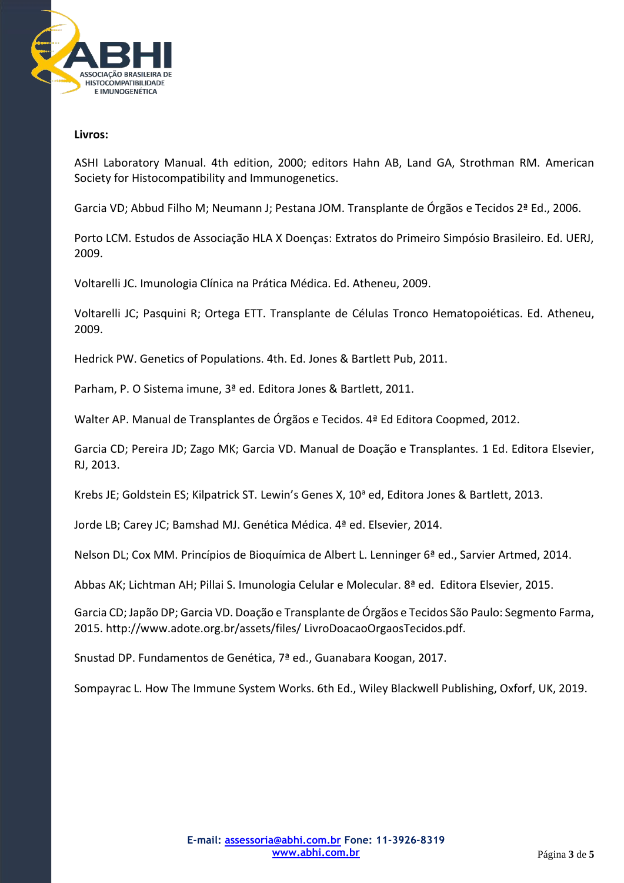**Livros:**

ASHI Laboratory Manual. 4th edition, 2000; editors Hahn AB, Land GA, Strothman RM. American Society for Histocompatibility and Immunogenetics.

Garcia VD; Abbud Filho M; Neumann J; Pestana JOM. Transplante de Órgãos e Tecidos 2ª Ed., 2006.

Porto LCM. Estudos de Associação HLA X Doenças: Extratos do Primeiro Simpósio Brasileiro. Ed. UERJ, 2009.

Voltarelli JC. Imunologia Clínica na Prática Médica. Ed. Atheneu, 2009.

Voltarelli JC; Pasquini R; Ortega ETT. Transplante de Células Tronco Hematopoiéticas. Ed. Atheneu, 2009.

Hedrick PW. Genetics of Populations. 4th. Ed. Jones & Bartlett Pub, 2011.

Parham, P. O Sistema imune, 3ª ed. Editora Jones & Bartlett, 2011.

Walter AP. Manual de Transplantes de Órgãos e Tecidos. 4ª Ed Editora Coopmed, 2012.

Garcia CD; Pereira JD; Zago MK; Garcia VD. Manual de Doação e Transplantes. 1 Ed. Editora Elsevier, RJ, 2013.

Krebs JE; Goldstein ES; Kilpatrick ST. Lewin's Genes X, 10ª ed, Editora Jones & Bartlett, 2013.

Jorde LB; Carey JC; Bamshad MJ. Genética Médica. 4ª ed. Elsevier, 2014.

Nelson DL; Cox MM. Princípios de Bioquímica de Albert L. Lenninger 6ª ed., Sarvier Artmed, 2014.

Abbas AK; Lichtman AH; Pillai S. Imunologia Celular e Molecular. 8ª ed. Editora Elsevier, 2015.

Garcia CD; Japão DP; Garcia VD. Doação e Transplante de Órgãos e Tecidos São Paulo: Segmento Farma, 2015. http://www.adote.org.br/assets/files/ LivroDoacaoOrgaosTecidos.pdf.

Snustad DP. Fundamentos de Genética, 7ª ed., Guanabara Koogan, 2017.

Sompayrac L. How The Immune System Works. 6th Ed., Wiley Blackwell Publishing, Oxforf, UK, 2019.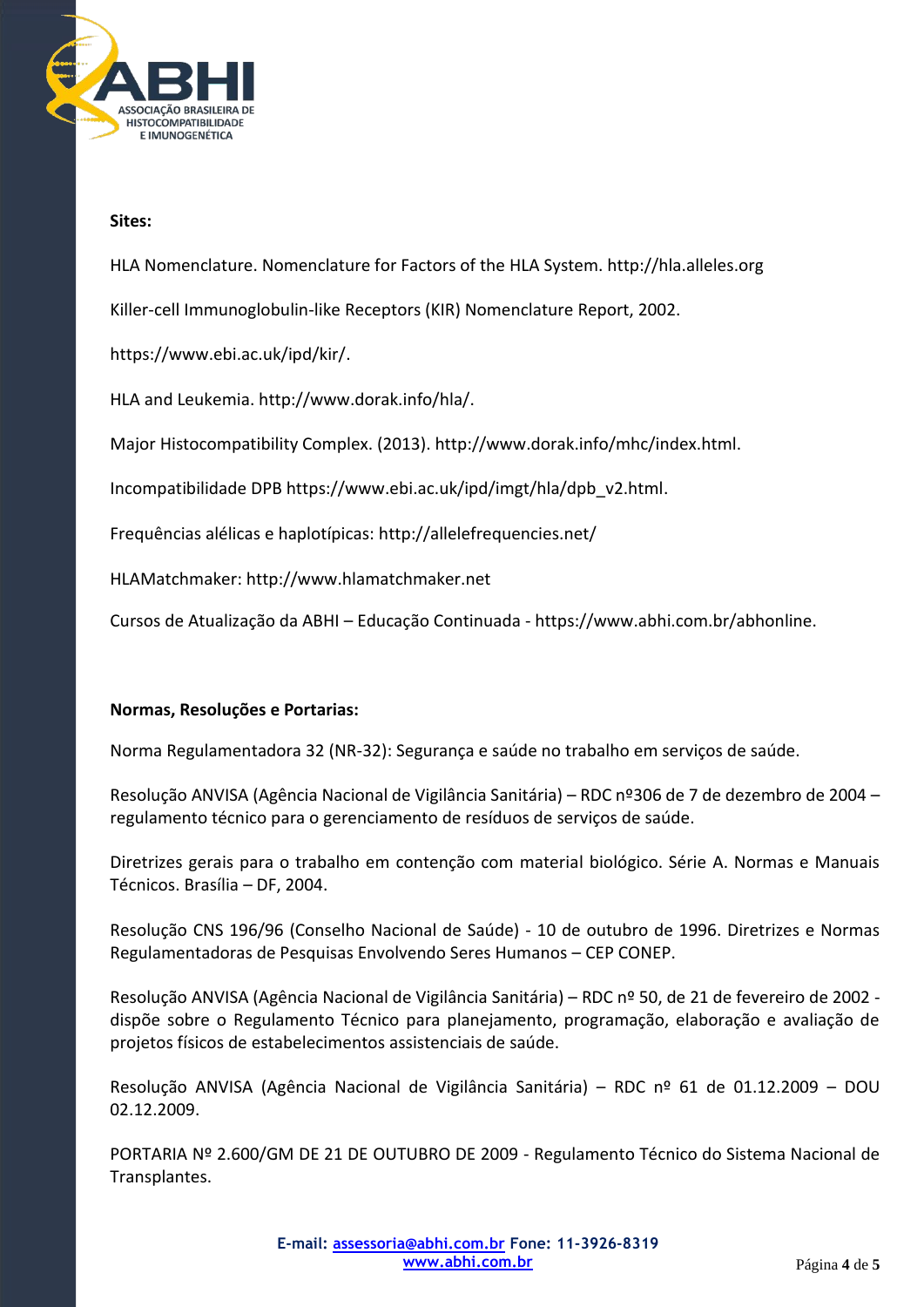**Sites:**

HLA Nomenclature. Nomenclature for Factors of the HLA System. http://hla.alleles.org

Killer-cell Immunoglobulin-like Receptors (KIR) Nomenclature Report, 2002.

https://www.ebi.ac.uk/ipd/kir/.

HLA and Leukemia. http://www.dorak.info/hla/.

Major Histocompatibility Complex. (2013). http://www.dorak.info/mhc/index.html.

Incompatibilidade DPB https://www.ebi.ac.uk/ipd/imgt/hla/dpb_v2.html.

Frequências alélicas e haplotípicas: http://allelefrequencies.net/

HLAMatchmaker: http://www.hlamatchmaker.net

Cursos de Atualização da ABHI – Educação Continuada - https://www.abhi.com.br/abhonline.

**Normas, Resoluções e Portarias:**

Norma Regulamentadora 32 (NR-32): Segurança e saúde no trabalho em serviços de saúde.

Resolução ANVISA (Agência Nacional de Vigilância Sanitária) – RDC nº306 de 7 de dezembro de 2004 – regulamento técnico para o gerenciamento de resíduos de serviços de saúde.

Diretrizes gerais para o trabalho em contenção com material biológico. Série A. Normas e Manuais Técnicos. Brasília – DF, 2004.

Resolução CNS 196/96 (Conselho Nacional de Saúde) - 10 de outubro de 1996. Diretrizes e Normas Regulamentadoras de Pesquisas Envolvendo Seres Humanos – CEP CONEP.

Resolução ANVISA (Agência Nacional de Vigilância Sanitária) – RDC nº 50, de 21 de fevereiro de 2002 - dispõe sobre o Regulamento Técnico para planejamento, programação, elaboração e avaliação de projetos físicos de estabelecimentos assistenciais de saúde.

Resolução ANVISA (Agência Nacional de Vigilância Sanitária) – RDC nº 61 de 01.12.2009 – DOU 02.12.2009.

PORTARIA Nº 2.600/GM DE 21 DE OUTUBRO DE 2009 - Regulamento Técnico do Sistema Nacional de Transplantes.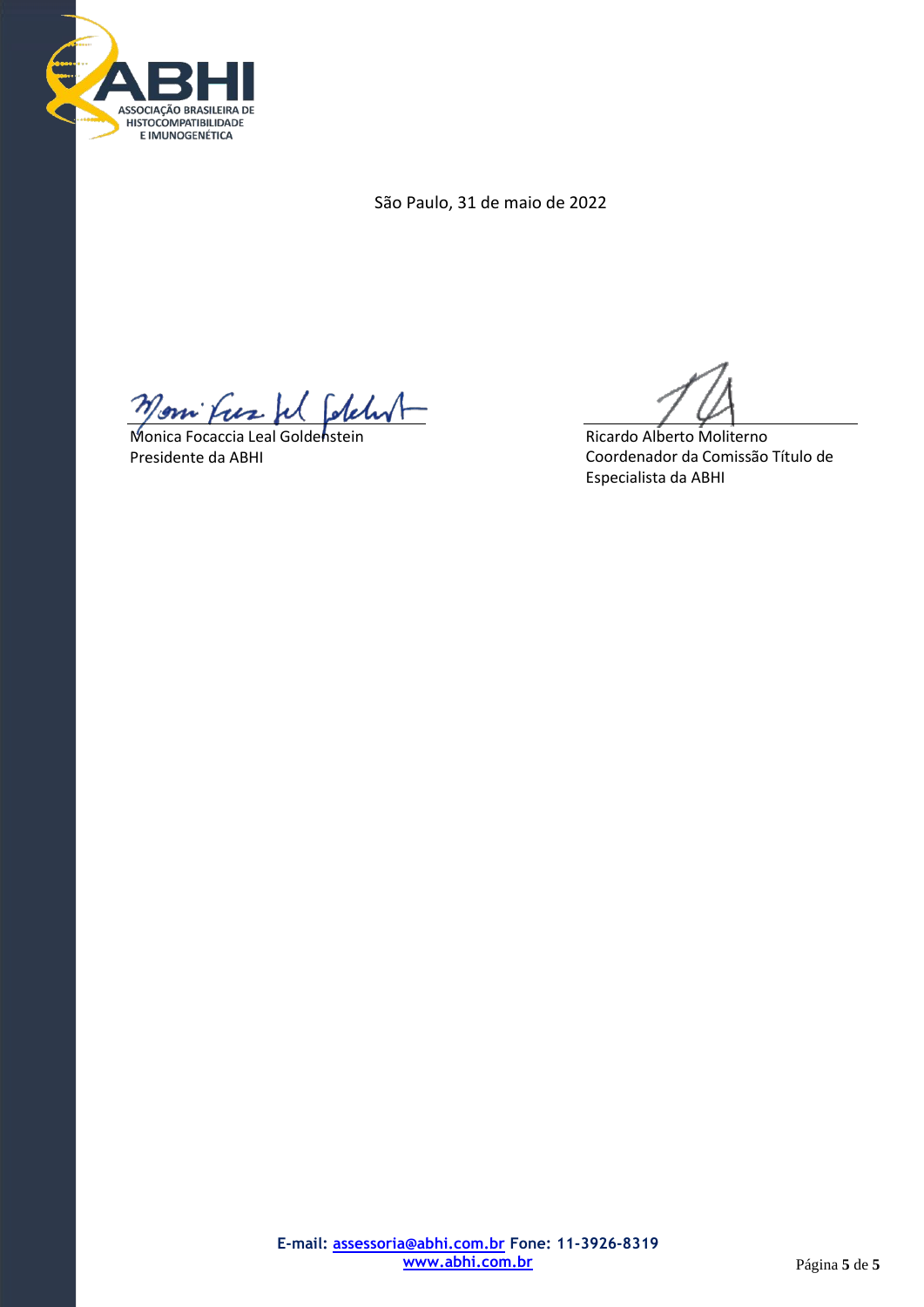São Paulo, 31 de maio de 2022

Monica Focaccia Leal Goldenstein
Presidente da ABHI

Ricardo Alberto Moliterno
Coordenador da Comissão Título de Especialista da ABHI

**E-mail: assessoria@abhi.com.br Fone: 11-3926-8319**
**www.abhi.com.br**